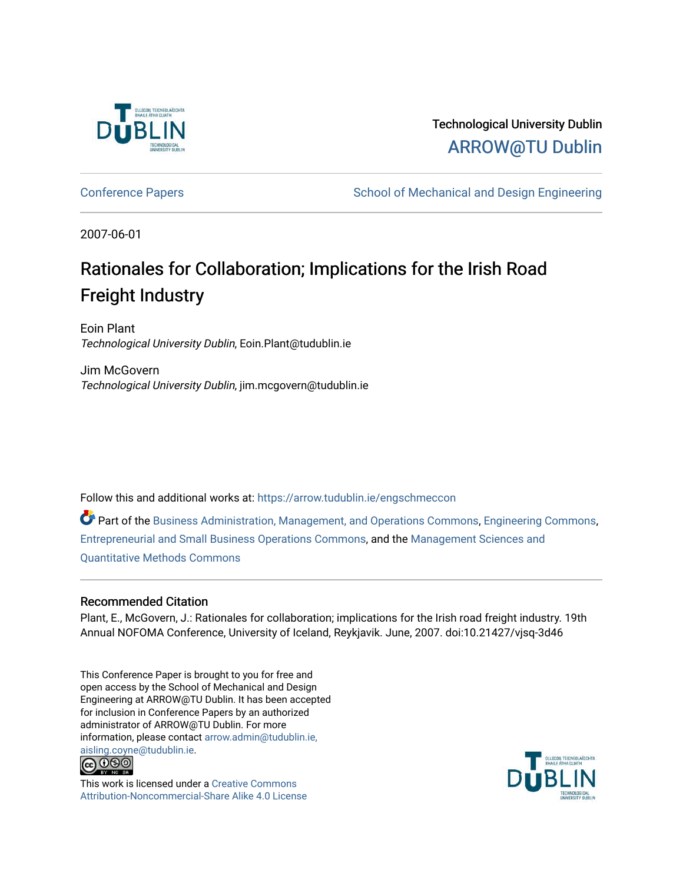Technological University Dublin

ARROW@TU Dublin

Conference Papers

School of Mechanical and Design Engineering

2007-06-01

# Rationales for Collaboration; Implications for the Irish Road Freight Industry

Eoin Plant
*Technological University Dublin*, Eoin.Plant@tudublin.ie

Jim McGovern
*Technological University Dublin*, jim.mcgovern@tudublin.ie

Follow this and additional works at: https://arrow.tudublin.ie/engschmeccon

Part of the Business Administration, Management, and Operations Commons, Engineering Commons, Entrepreneurial and Small Business Operations Commons, and the Management Sciences and Quantitative Methods Commons

## Recommended Citation

Plant, E., McGovern, J.: Rationales for collaboration; implications for the Irish road freight industry. 19th Annual NOFOMA Conference, University of Iceland, Reykjavik. June, 2007. doi:10.21427/vjsq-3d46

This Conference Paper is brought to you for free and open access by the School of Mechanical and Design Engineering at ARROW@TU Dublin. It has been accepted for inclusion in Conference Papers by an authorized administrator of ARROW@TU Dublin. For more information, please contact arrow.admin@tudublin.ie, aisling.coyne@tudublin.ie.

This work is licensed under a Creative Commons Attribution-Noncommercial-Share Alike 4.0 License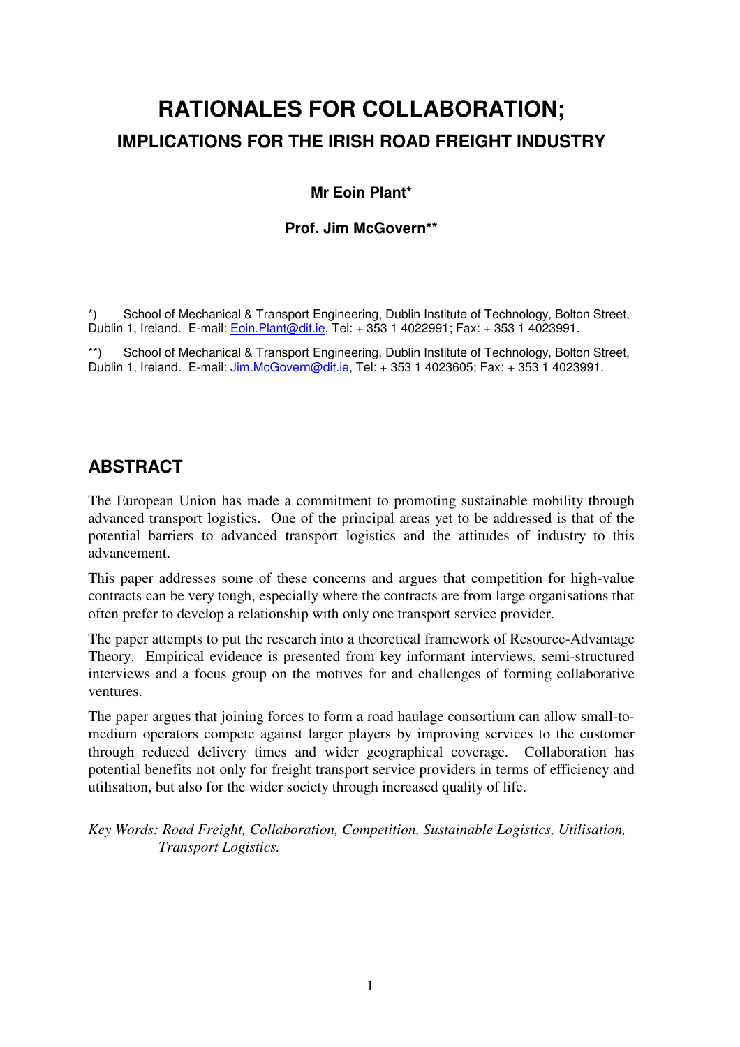# RATIONALES FOR COLLABORATION;

## IMPLICATIONS FOR THE IRISH ROAD FREIGHT INDUSTRY

**Mr Eoin Plant***

**Prof. Jim McGovern****

*) School of Mechanical & Transport Engineering, Dublin Institute of Technology, Bolton Street, Dublin 1, Ireland. E-mail: Eoin.Plant@dit.ie, Tel: + 353 1 4022991; Fax: + 353 1 4023991.

**) School of Mechanical & Transport Engineering, Dublin Institute of Technology, Bolton Street, Dublin 1, Ireland. E-mail: Jim.McGovern@dit.ie, Tel: + 353 1 4023605; Fax: + 353 1 4023991.

## ABSTRACT

The European Union has made a commitment to promoting sustainable mobility through advanced transport logistics. One of the principal areas yet to be addressed is that of the potential barriers to advanced transport logistics and the attitudes of industry to this advancement.

This paper addresses some of these concerns and argues that competition for high-value contracts can be very tough, especially where the contracts are from large organisations that often prefer to develop a relationship with only one transport service provider.

The paper attempts to put the research into a theoretical framework of Resource-Advantage Theory. Empirical evidence is presented from key informant interviews, semi-structured interviews and a focus group on the motives for and challenges of forming collaborative ventures.

The paper argues that joining forces to form a road haulage consortium can allow small-to-medium operators compete against larger players by improving services to the customer through reduced delivery times and wider geographical coverage. Collaboration has potential benefits not only for freight transport service providers in terms of efficiency and utilisation, but also for the wider society through increased quality of life.

*Key Words: Road Freight, Collaboration, Competition, Sustainable Logistics, Utilisation, Transport Logistics.*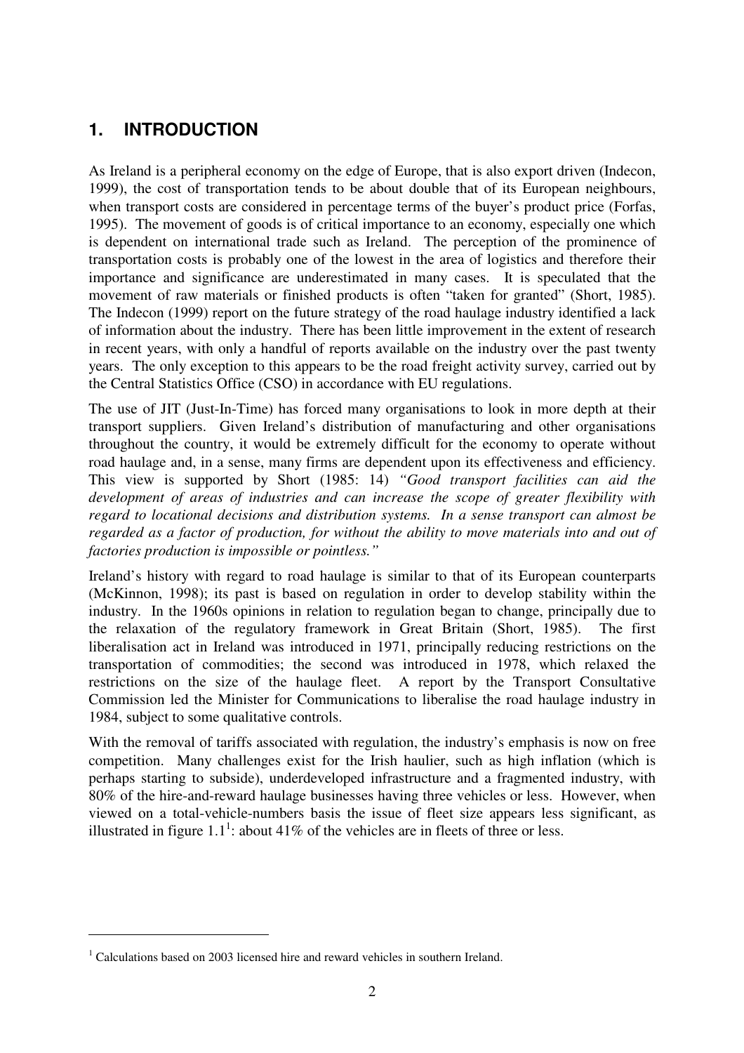# 1. INTRODUCTION

As Ireland is a peripheral economy on the edge of Europe, that is also export driven (Indecon, 1999), the cost of transportation tends to be about double that of its European neighbours, when transport costs are considered in percentage terms of the buyer's product price (Forfas, 1995). The movement of goods is of critical importance to an economy, especially one which is dependent on international trade such as Ireland. The perception of the prominence of transportation costs is probably one of the lowest in the area of logistics and therefore their importance and significance are underestimated in many cases. It is speculated that the movement of raw materials or finished products is often "taken for granted" (Short, 1985). The Indecon (1999) report on the future strategy of the road haulage industry identified a lack of information about the industry. There has been little improvement in the extent of research in recent years, with only a handful of reports available on the industry over the past twenty years. The only exception to this appears to be the road freight activity survey, carried out by the Central Statistics Office (CSO) in accordance with EU regulations.

The use of JIT (Just-In-Time) has forced many organisations to look in more depth at their transport suppliers. Given Ireland's distribution of manufacturing and other organisations throughout the country, it would be extremely difficult for the economy to operate without road haulage and, in a sense, many firms are dependent upon its effectiveness and efficiency. This view is supported by Short (1985: 14) *"Good transport facilities can aid the development of areas of industries and can increase the scope of greater flexibility with regard to locational decisions and distribution systems. In a sense transport can almost be regarded as a factor of production, for without the ability to move materials into and out of factories production is impossible or pointless."*

Ireland's history with regard to road haulage is similar to that of its European counterparts (McKinnon, 1998); its past is based on regulation in order to develop stability within the industry. In the 1960s opinions in relation to regulation began to change, principally due to the relaxation of the regulatory framework in Great Britain (Short, 1985). The first liberalisation act in Ireland was introduced in 1971, principally reducing restrictions on the transportation of commodities; the second was introduced in 1978, which relaxed the restrictions on the size of the haulage fleet. A report by the Transport Consultative Commission led the Minister for Communications to liberalise the road haulage industry in 1984, subject to some qualitative controls.

With the removal of tariffs associated with regulation, the industry's emphasis is now on free competition. Many challenges exist for the Irish haulier, such as high inflation (which is perhaps starting to subside), underdeveloped infrastructure and a fragmented industry, with 80% of the hire-and-reward haulage businesses having three vehicles or less. However, when viewed on a total-vehicle-numbers basis the issue of fleet size appears less significant, as illustrated in figure 1.1[1]: about 41% of the vehicles are in fleets of three or less.

[1] Calculations based on 2003 licensed hire and reward vehicles in southern Ireland.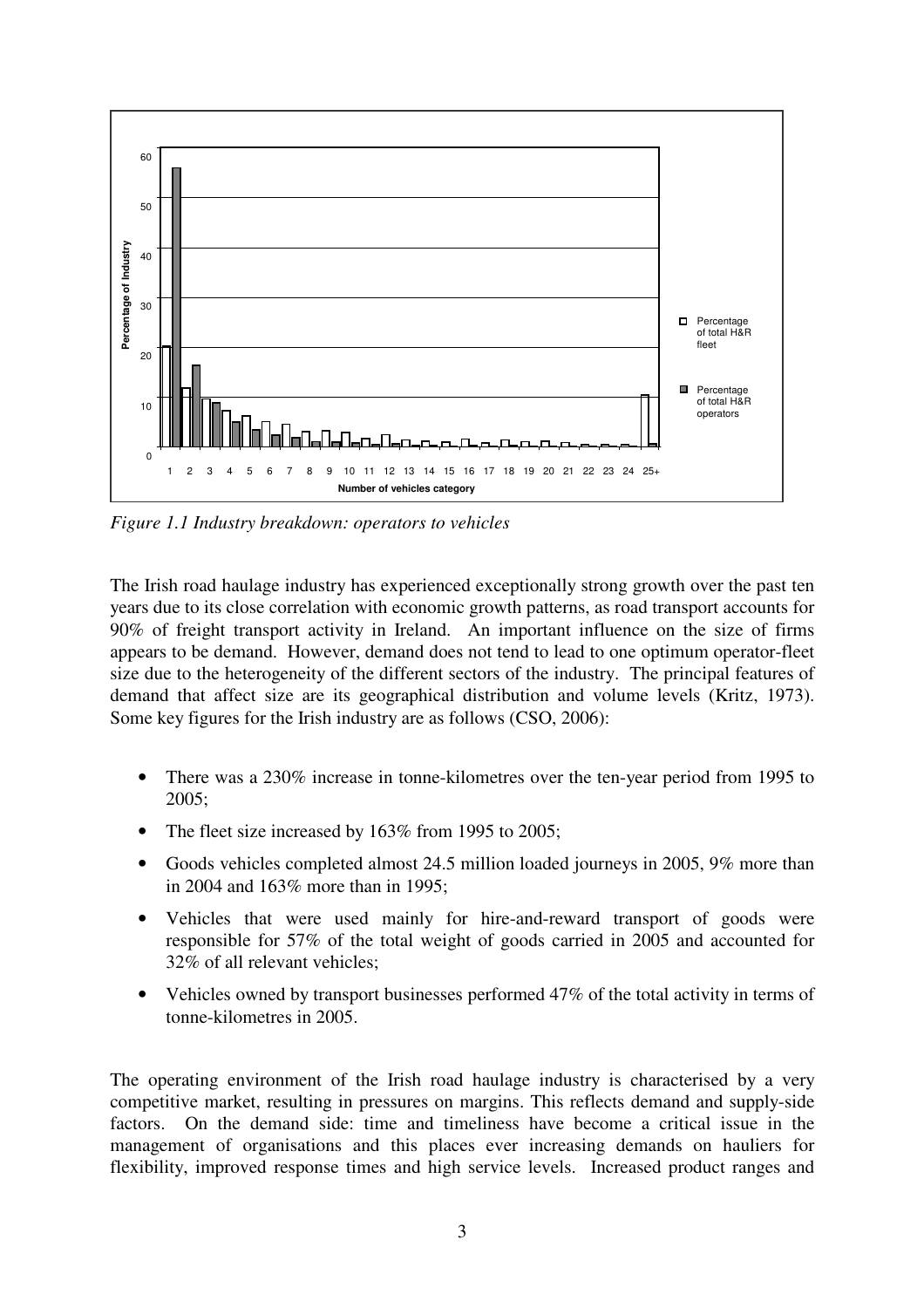*Figure 1.1 Industry breakdown: operators to vehicles*

The Irish road haulage industry has experienced exceptionally strong growth over the past ten years due to its close correlation with economic growth patterns, as road transport accounts for 90% of freight transport activity in Ireland. An important influence on the size of firms appears to be demand. However, demand does not tend to lead to one optimum operator-fleet size due to the heterogeneity of the different sectors of the industry. The principal features of demand that affect size are its geographical distribution and volume levels (Kritz, 1973). Some key figures for the Irish industry are as follows (CSO, 2006):

- There was a 230% increase in tonne-kilometres over the ten-year period from 1995 to 2005;
- The fleet size increased by 163% from 1995 to 2005;
- Goods vehicles completed almost 24.5 million loaded journeys in 2005, 9% more than in 2004 and 163% more than in 1995;
- Vehicles that were used mainly for hire-and-reward transport of goods were responsible for 57% of the total weight of goods carried in 2005 and accounted for 32% of all relevant vehicles;
- Vehicles owned by transport businesses performed 47% of the total activity in terms of tonne-kilometres in 2005.

The operating environment of the Irish road haulage industry is characterised by a very competitive market, resulting in pressures on margins. This reflects demand and supply-side factors. On the demand side: time and timeliness have become a critical issue in the management of organisations and this places ever increasing demands on hauliers for flexibility, improved response times and high service levels. Increased product ranges and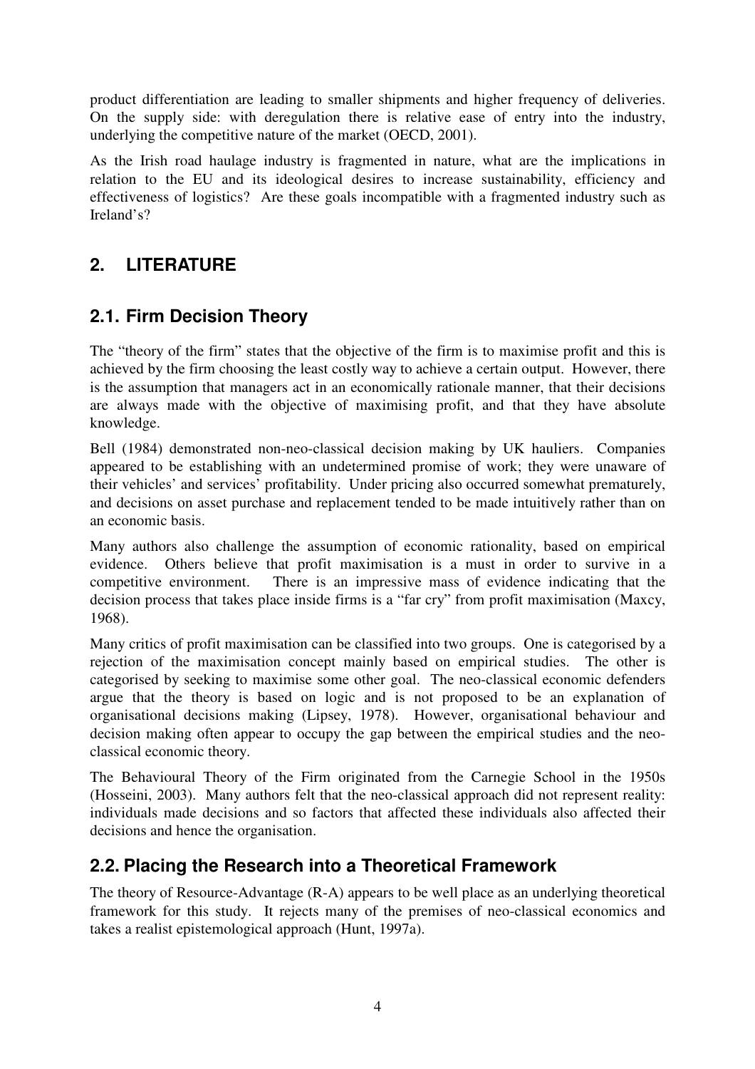product differentiation are leading to smaller shipments and higher frequency of deliveries. On the supply side: with deregulation there is relative ease of entry into the industry, underlying the competitive nature of the market (OECD, 2001).

As the Irish road haulage industry is fragmented in nature, what are the implications in relation to the EU and its ideological desires to increase sustainability, efficiency and effectiveness of logistics? Are these goals incompatible with a fragmented industry such as Ireland's?

# 2. LITERATURE

## 2.1. Firm Decision Theory

The "theory of the firm" states that the objective of the firm is to maximise profit and this is achieved by the firm choosing the least costly way to achieve a certain output. However, there is the assumption that managers act in an economically rationale manner, that their decisions are always made with the objective of maximising profit, and that they have absolute knowledge.

Bell (1984) demonstrated non-neo-classical decision making by UK hauliers. Companies appeared to be establishing with an undetermined promise of work; they were unaware of their vehicles' and services' profitability. Under pricing also occurred somewhat prematurely, and decisions on asset purchase and replacement tended to be made intuitively rather than on an economic basis.

Many authors also challenge the assumption of economic rationality, based on empirical evidence. Others believe that profit maximisation is a must in order to survive in a competitive environment. There is an impressive mass of evidence indicating that the decision process that takes place inside firms is a "far cry" from profit maximisation (Maxcy, 1968).

Many critics of profit maximisation can be classified into two groups. One is categorised by a rejection of the maximisation concept mainly based on empirical studies. The other is categorised by seeking to maximise some other goal. The neo-classical economic defenders argue that the theory is based on logic and is not proposed to be an explanation of organisational decisions making (Lipsey, 1978). However, organisational behaviour and decision making often appear to occupy the gap between the empirical studies and the neo-classical economic theory.

The Behavioural Theory of the Firm originated from the Carnegie School in the 1950s (Hosseini, 2003). Many authors felt that the neo-classical approach did not represent reality: individuals made decisions and so factors that affected these individuals also affected their decisions and hence the organisation.

## 2.2. Placing the Research into a Theoretical Framework

The theory of Resource-Advantage (R-A) appears to be well place as an underlying theoretical framework for this study. It rejects many of the premises of neo-classical economics and takes a realist epistemological approach (Hunt, 1997a).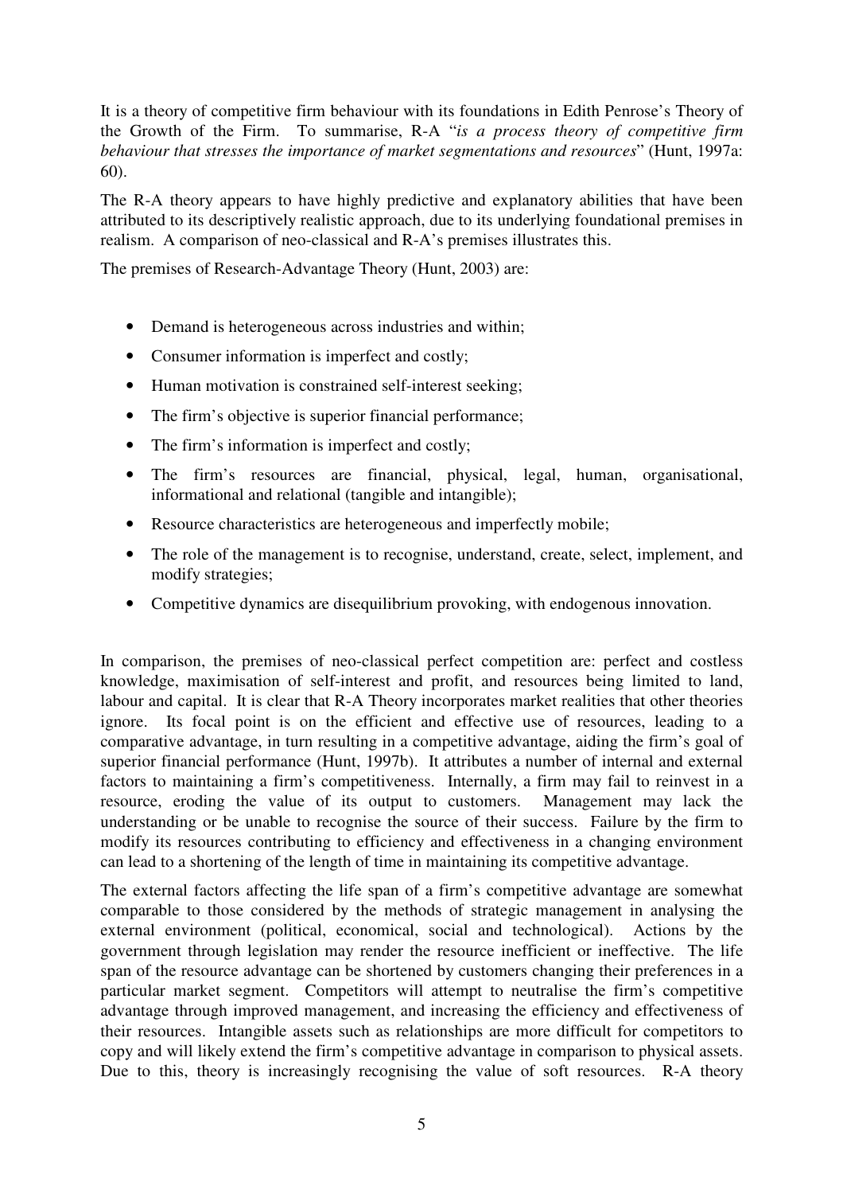It is a theory of competitive firm behaviour with its foundations in Edith Penrose's Theory of the Growth of the Firm. To summarise, R-A "*is a process theory of competitive firm behaviour that stresses the importance of market segmentations and resources*" (Hunt, 1997a: 60).

The R-A theory appears to have highly predictive and explanatory abilities that have been attributed to its descriptively realistic approach, due to its underlying foundational premises in realism. A comparison of neo-classical and R-A's premises illustrates this.

The premises of Research-Advantage Theory (Hunt, 2003) are:

- Demand is heterogeneous across industries and within;
- Consumer information is imperfect and costly;
- Human motivation is constrained self-interest seeking;
- The firm's objective is superior financial performance;
- The firm's information is imperfect and costly;
- The firm's resources are financial, physical, legal, human, organisational, informational and relational (tangible and intangible);
- Resource characteristics are heterogeneous and imperfectly mobile;
- The role of the management is to recognise, understand, create, select, implement, and modify strategies;
- Competitive dynamics are disequilibrium provoking, with endogenous innovation.

In comparison, the premises of neo-classical perfect competition are: perfect and costless knowledge, maximisation of self-interest and profit, and resources being limited to land, labour and capital. It is clear that R-A Theory incorporates market realities that other theories ignore. Its focal point is on the efficient and effective use of resources, leading to a comparative advantage, in turn resulting in a competitive advantage, aiding the firm's goal of superior financial performance (Hunt, 1997b). It attributes a number of internal and external factors to maintaining a firm's competitiveness. Internally, a firm may fail to reinvest in a resource, eroding the value of its output to customers. Management may lack the understanding or be unable to recognise the source of their success. Failure by the firm to modify its resources contributing to efficiency and effectiveness in a changing environment can lead to a shortening of the length of time in maintaining its competitive advantage.

The external factors affecting the life span of a firm's competitive advantage are somewhat comparable to those considered by the methods of strategic management in analysing the external environment (political, economical, social and technological). Actions by the government through legislation may render the resource inefficient or ineffective. The life span of the resource advantage can be shortened by customers changing their preferences in a particular market segment. Competitors will attempt to neutralise the firm's competitive advantage through improved management, and increasing the efficiency and effectiveness of their resources. Intangible assets such as relationships are more difficult for competitors to copy and will likely extend the firm's competitive advantage in comparison to physical assets. Due to this, theory is increasingly recognising the value of soft resources. R-A theory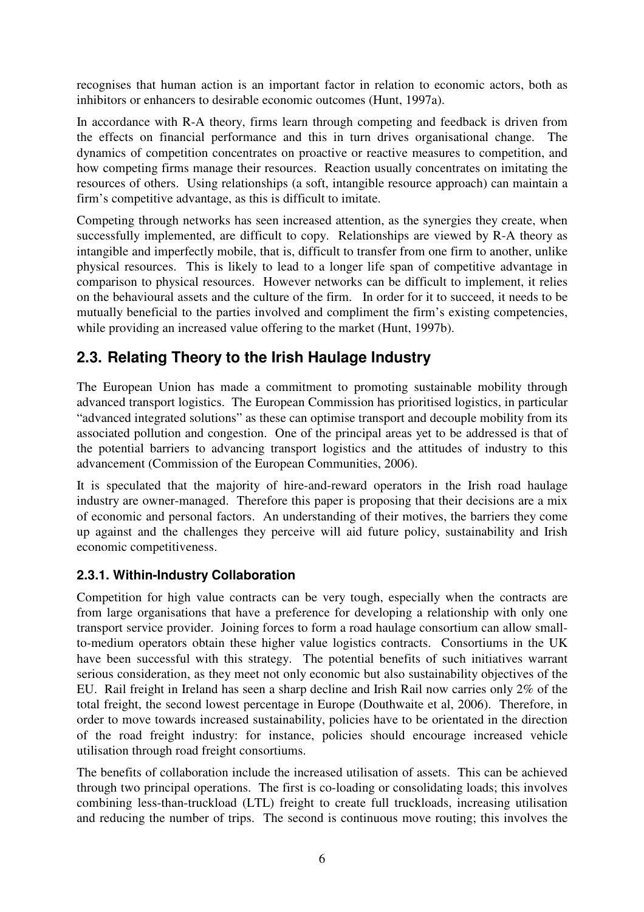recognises that human action is an important factor in relation to economic actors, both as inhibitors or enhancers to desirable economic outcomes (Hunt, 1997a).

In accordance with R-A theory, firms learn through competing and feedback is driven from the effects on financial performance and this in turn drives organisational change. The dynamics of competition concentrates on proactive or reactive measures to competition, and how competing firms manage their resources. Reaction usually concentrates on imitating the resources of others. Using relationships (a soft, intangible resource approach) can maintain a firm's competitive advantage, as this is difficult to imitate.

Competing through networks has seen increased attention, as the synergies they create, when successfully implemented, are difficult to copy. Relationships are viewed by R-A theory as intangible and imperfectly mobile, that is, difficult to transfer from one firm to another, unlike physical resources. This is likely to lead to a longer life span of competitive advantage in comparison to physical resources. However networks can be difficult to implement, it relies on the behavioural assets and the culture of the firm. In order for it to succeed, it needs to be mutually beneficial to the parties involved and compliment the firm's existing competencies, while providing an increased value offering to the market (Hunt, 1997b).

## 2.3. Relating Theory to the Irish Haulage Industry

The European Union has made a commitment to promoting sustainable mobility through advanced transport logistics. The European Commission has prioritised logistics, in particular "advanced integrated solutions" as these can optimise transport and decouple mobility from its associated pollution and congestion. One of the principal areas yet to be addressed is that of the potential barriers to advancing transport logistics and the attitudes of industry to this advancement (Commission of the European Communities, 2006).

It is speculated that the majority of hire-and-reward operators in the Irish road haulage industry are owner-managed. Therefore this paper is proposing that their decisions are a mix of economic and personal factors. An understanding of their motives, the barriers they come up against and the challenges they perceive will aid future policy, sustainability and Irish economic competitiveness.

### 2.3.1. Within-Industry Collaboration

Competition for high value contracts can be very tough, especially when the contracts are from large organisations that have a preference for developing a relationship with only one transport service provider. Joining forces to form a road haulage consortium can allow small-to-medium operators obtain these higher value logistics contracts. Consortiums in the UK have been successful with this strategy. The potential benefits of such initiatives warrant serious consideration, as they meet not only economic but also sustainability objectives of the EU. Rail freight in Ireland has seen a sharp decline and Irish Rail now carries only 2% of the total freight, the second lowest percentage in Europe (Douthwaite et al, 2006). Therefore, in order to move towards increased sustainability, policies have to be orientated in the direction of the road freight industry: for instance, policies should encourage increased vehicle utilisation through road freight consortiums.

The benefits of collaboration include the increased utilisation of assets. This can be achieved through two principal operations. The first is co-loading or consolidating loads; this involves combining less-than-truckload (LTL) freight to create full truckloads, increasing utilisation and reducing the number of trips. The second is continuous move routing; this involves the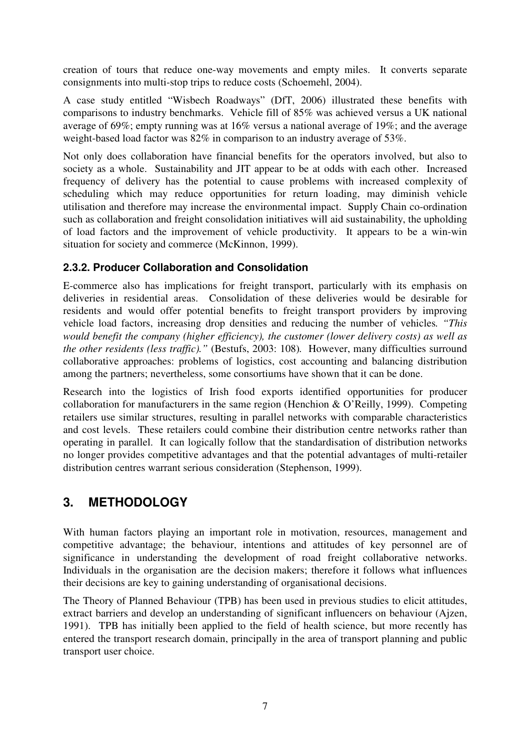creation of tours that reduce one-way movements and empty miles. It converts separate consignments into multi-stop trips to reduce costs (Schoemehl, 2004).

A case study entitled "Wisbech Roadways" (DfT, 2006) illustrated these benefits with comparisons to industry benchmarks. Vehicle fill of 85% was achieved versus a UK national average of 69%; empty running was at 16% versus a national average of 19%; and the average weight-based load factor was 82% in comparison to an industry average of 53%.

Not only does collaboration have financial benefits for the operators involved, but also to society as a whole. Sustainability and JIT appear to be at odds with each other. Increased frequency of delivery has the potential to cause problems with increased complexity of scheduling which may reduce opportunities for return loading, may diminish vehicle utilisation and therefore may increase the environmental impact. Supply Chain co-ordination such as collaboration and freight consolidation initiatives will aid sustainability, the upholding of load factors and the improvement of vehicle productivity. It appears to be a win-win situation for society and commerce (McKinnon, 1999).

### 2.3.2. Producer Collaboration and Consolidation

E-commerce also has implications for freight transport, particularly with its emphasis on deliveries in residential areas. Consolidation of these deliveries would be desirable for residents and would offer potential benefits to freight transport providers by improving vehicle load factors, increasing drop densities and reducing the number of vehicles. *"This would benefit the company (higher efficiency), the customer (lower delivery costs) as well as the other residents (less traffic)."* (Bestufs, 2003: 108). However, many difficulties surround collaborative approaches: problems of logistics, cost accounting and balancing distribution among the partners; nevertheless, some consortiums have shown that it can be done.

Research into the logistics of Irish food exports identified opportunities for producer collaboration for manufacturers in the same region (Henchion & O'Reilly, 1999). Competing retailers use similar structures, resulting in parallel networks with comparable characteristics and cost levels. These retailers could combine their distribution centre networks rather than operating in parallel. It can logically follow that the standardisation of distribution networks no longer provides competitive advantages and that the potential advantages of multi-retailer distribution centres warrant serious consideration (Stephenson, 1999).

## 3. METHODOLOGY

With human factors playing an important role in motivation, resources, management and competitive advantage; the behaviour, intentions and attitudes of key personnel are of significance in understanding the development of road freight collaborative networks. Individuals in the organisation are the decision makers; therefore it follows what influences their decisions are key to gaining understanding of organisational decisions.

The Theory of Planned Behaviour (TPB) has been used in previous studies to elicit attitudes, extract barriers and develop an understanding of significant influencers on behaviour (Ajzen, 1991). TPB has initially been applied to the field of health science, but more recently has entered the transport research domain, principally in the area of transport planning and public transport user choice.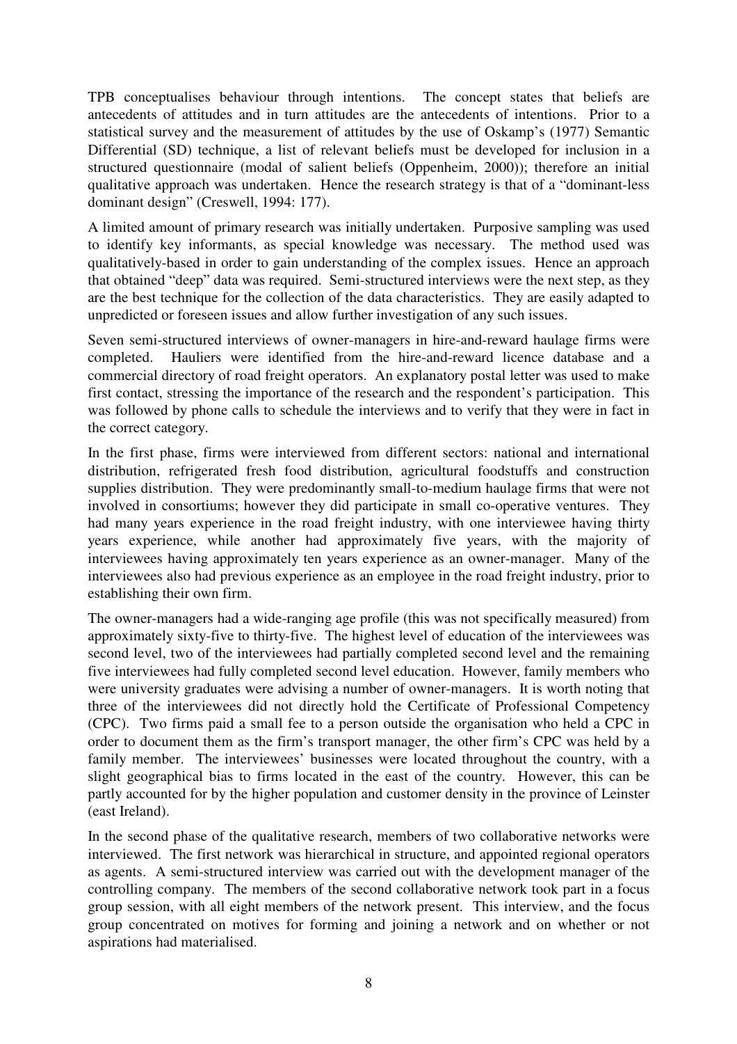TPB conceptualises behaviour through intentions. The concept states that beliefs are antecedents of attitudes and in turn attitudes are the antecedents of intentions. Prior to a statistical survey and the measurement of attitudes by the use of Oskamp's (1977) Semantic Differential (SD) technique, a list of relevant beliefs must be developed for inclusion in a structured questionnaire (modal of salient beliefs (Oppenheim, 2000)); therefore an initial qualitative approach was undertaken. Hence the research strategy is that of a "dominant-less dominant design" (Creswell, 1994: 177).

A limited amount of primary research was initially undertaken. Purposive sampling was used to identify key informants, as special knowledge was necessary. The method used was qualitatively-based in order to gain understanding of the complex issues. Hence an approach that obtained "deep" data was required. Semi-structured interviews were the next step, as they are the best technique for the collection of the data characteristics. They are easily adapted to unpredicted or foreseen issues and allow further investigation of any such issues.

Seven semi-structured interviews of owner-managers in hire-and-reward haulage firms were completed. Hauliers were identified from the hire-and-reward licence database and a commercial directory of road freight operators. An explanatory postal letter was used to make first contact, stressing the importance of the research and the respondent's participation. This was followed by phone calls to schedule the interviews and to verify that they were in fact in the correct category.

In the first phase, firms were interviewed from different sectors: national and international distribution, refrigerated fresh food distribution, agricultural foodstuffs and construction supplies distribution. They were predominantly small-to-medium haulage firms that were not involved in consortiums; however they did participate in small co-operative ventures. They had many years experience in the road freight industry, with one interviewee having thirty years experience, while another had approximately five years, with the majority of interviewees having approximately ten years experience as an owner-manager. Many of the interviewees also had previous experience as an employee in the road freight industry, prior to establishing their own firm.

The owner-managers had a wide-ranging age profile (this was not specifically measured) from approximately sixty-five to thirty-five. The highest level of education of the interviewees was second level, two of the interviewees had partially completed second level and the remaining five interviewees had fully completed second level education. However, family members who were university graduates were advising a number of owner-managers. It is worth noting that three of the interviewees did not directly hold the Certificate of Professional Competency (CPC). Two firms paid a small fee to a person outside the organisation who held a CPC in order to document them as the firm's transport manager, the other firm's CPC was held by a family member. The interviewees' businesses were located throughout the country, with a slight geographical bias to firms located in the east of the country. However, this can be partly accounted for by the higher population and customer density in the province of Leinster (east Ireland).

In the second phase of the qualitative research, members of two collaborative networks were interviewed. The first network was hierarchical in structure, and appointed regional operators as agents. A semi-structured interview was carried out with the development manager of the controlling company. The members of the second collaborative network took part in a focus group session, with all eight members of the network present. This interview, and the focus group concentrated on motives for forming and joining a network and on whether or not aspirations had materialised.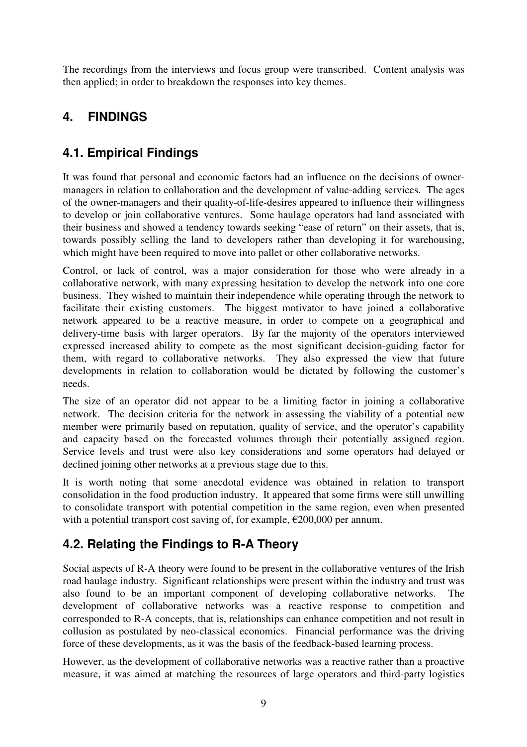The recordings from the interviews and focus group were transcribed. Content analysis was then applied; in order to breakdown the responses into key themes.

## 4. FINDINGS

### 4.1. Empirical Findings

It was found that personal and economic factors had an influence on the decisions of owner-managers in relation to collaboration and the development of value-adding services. The ages of the owner-managers and their quality-of-life-desires appeared to influence their willingness to develop or join collaborative ventures. Some haulage operators had land associated with their business and showed a tendency towards seeking "ease of return" on their assets, that is, towards possibly selling the land to developers rather than developing it for warehousing, which might have been required to move into pallet or other collaborative networks.

Control, or lack of control, was a major consideration for those who were already in a collaborative network, with many expressing hesitation to develop the network into one core business. They wished to maintain their independence while operating through the network to facilitate their existing customers. The biggest motivator to have joined a collaborative network appeared to be a reactive measure, in order to compete on a geographical and delivery-time basis with larger operators. By far the majority of the operators interviewed expressed increased ability to compete as the most significant decision-guiding factor for them, with regard to collaborative networks. They also expressed the view that future developments in relation to collaboration would be dictated by following the customer's needs.

The size of an operator did not appear to be a limiting factor in joining a collaborative network. The decision criteria for the network in assessing the viability of a potential new member were primarily based on reputation, quality of service, and the operator's capability and capacity based on the forecasted volumes through their potentially assigned region. Service levels and trust were also key considerations and some operators had delayed or declined joining other networks at a previous stage due to this.

It is worth noting that some anecdotal evidence was obtained in relation to transport consolidation in the food production industry. It appeared that some firms were still unwilling to consolidate transport with potential competition in the same region, even when presented with a potential transport cost saving of, for example, €200,000 per annum.

### 4.2. Relating the Findings to R-A Theory

Social aspects of R-A theory were found to be present in the collaborative ventures of the Irish road haulage industry. Significant relationships were present within the industry and trust was also found to be an important component of developing collaborative networks. The development of collaborative networks was a reactive response to competition and corresponded to R-A concepts, that is, relationships can enhance competition and not result in collusion as postulated by neo-classical economics. Financial performance was the driving force of these developments, as it was the basis of the feedback-based learning process.

However, as the development of collaborative networks was a reactive rather than a proactive measure, it was aimed at matching the resources of large operators and third-party logistics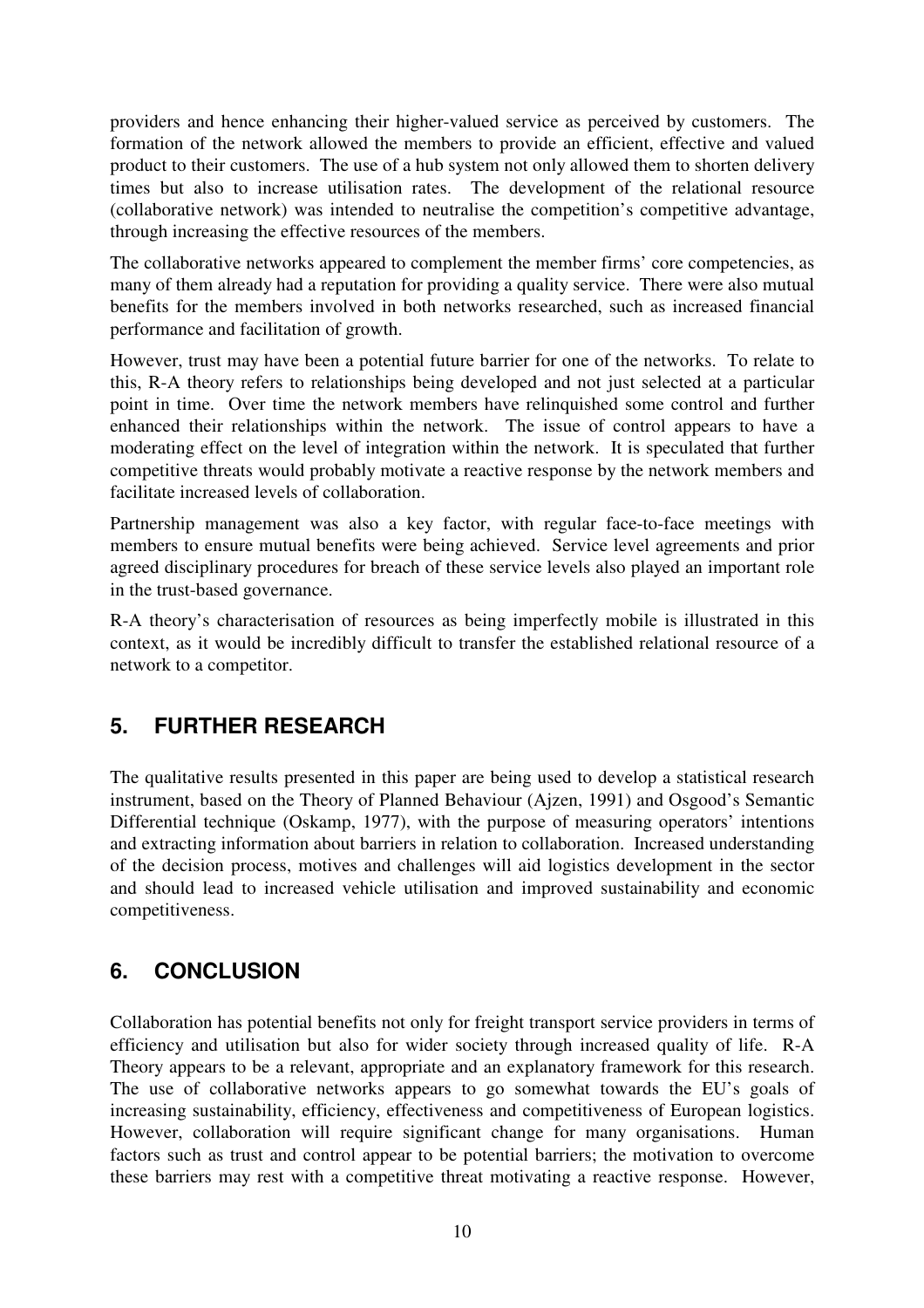providers and hence enhancing their higher-valued service as perceived by customers. The formation of the network allowed the members to provide an efficient, effective and valued product to their customers. The use of a hub system not only allowed them to shorten delivery times but also to increase utilisation rates. The development of the relational resource (collaborative network) was intended to neutralise the competition's competitive advantage, through increasing the effective resources of the members.

The collaborative networks appeared to complement the member firms' core competencies, as many of them already had a reputation for providing a quality service. There were also mutual benefits for the members involved in both networks researched, such as increased financial performance and facilitation of growth.

However, trust may have been a potential future barrier for one of the networks. To relate to this, R-A theory refers to relationships being developed and not just selected at a particular point in time. Over time the network members have relinquished some control and further enhanced their relationships within the network. The issue of control appears to have a moderating effect on the level of integration within the network. It is speculated that further competitive threats would probably motivate a reactive response by the network members and facilitate increased levels of collaboration.

Partnership management was also a key factor, with regular face-to-face meetings with members to ensure mutual benefits were being achieved. Service level agreements and prior agreed disciplinary procedures for breach of these service levels also played an important role in the trust-based governance.

R-A theory's characterisation of resources as being imperfectly mobile is illustrated in this context, as it would be incredibly difficult to transfer the established relational resource of a network to a competitor.

## 5. FURTHER RESEARCH

The qualitative results presented in this paper are being used to develop a statistical research instrument, based on the Theory of Planned Behaviour (Ajzen, 1991) and Osgood's Semantic Differential technique (Oskamp, 1977), with the purpose of measuring operators' intentions and extracting information about barriers in relation to collaboration. Increased understanding of the decision process, motives and challenges will aid logistics development in the sector and should lead to increased vehicle utilisation and improved sustainability and economic competitiveness.

## 6. CONCLUSION

Collaboration has potential benefits not only for freight transport service providers in terms of efficiency and utilisation but also for wider society through increased quality of life. R-A Theory appears to be a relevant, appropriate and an explanatory framework for this research. The use of collaborative networks appears to go somewhat towards the EU's goals of increasing sustainability, efficiency, effectiveness and competitiveness of European logistics. However, collaboration will require significant change for many organisations. Human factors such as trust and control appear to be potential barriers; the motivation to overcome these barriers may rest with a competitive threat motivating a reactive response. However,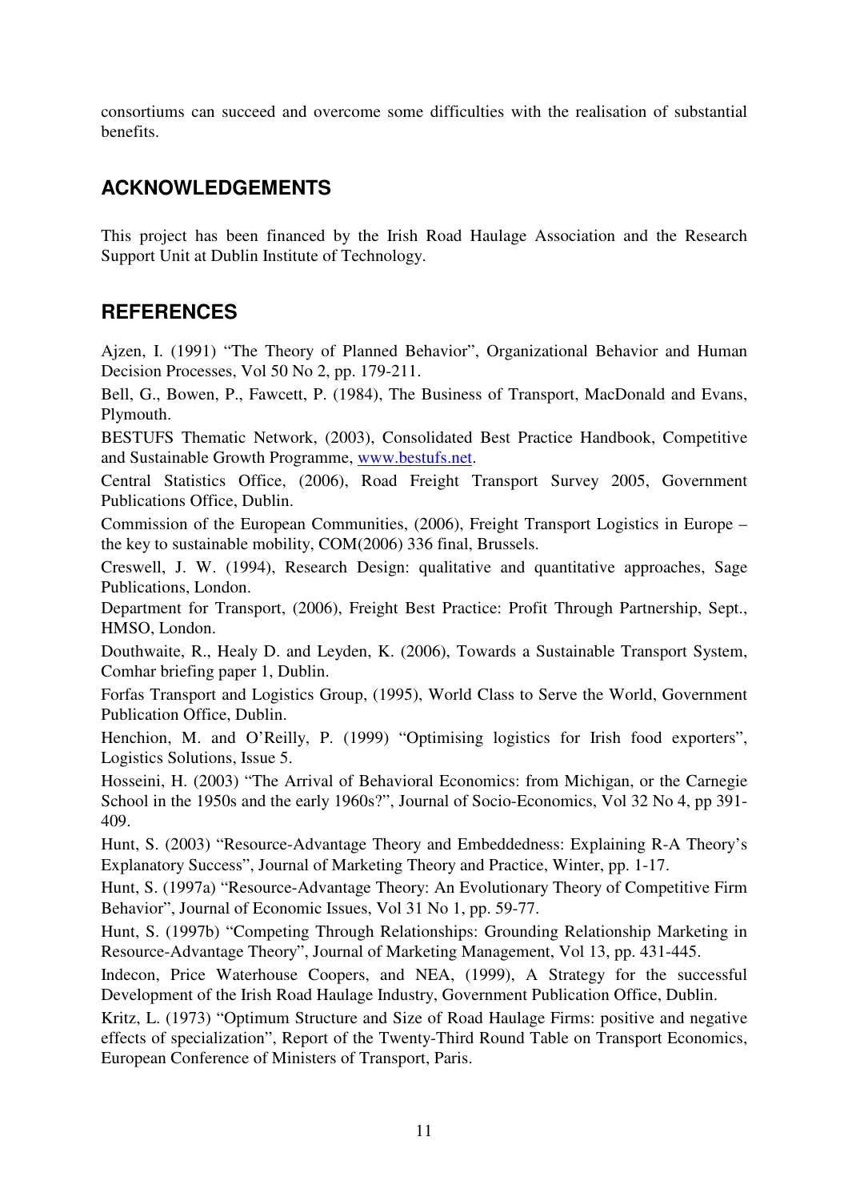consortiums can succeed and overcome some difficulties with the realisation of substantial benefits.

## ACKNOWLEDGEMENTS

This project has been financed by the Irish Road Haulage Association and the Research Support Unit at Dublin Institute of Technology.

## REFERENCES

Ajzen, I. (1991) "The Theory of Planned Behavior", Organizational Behavior and Human Decision Processes, Vol 50 No 2, pp. 179-211.

Bell, G., Bowen, P., Fawcett, P. (1984), The Business of Transport, MacDonald and Evans, Plymouth.

BESTUFS Thematic Network, (2003), Consolidated Best Practice Handbook, Competitive and Sustainable Growth Programme, www.bestufs.net.

Central Statistics Office, (2006), Road Freight Transport Survey 2005, Government Publications Office, Dublin.

Commission of the European Communities, (2006), Freight Transport Logistics in Europe – the key to sustainable mobility, COM(2006) 336 final, Brussels.

Creswell, J. W. (1994), Research Design: qualitative and quantitative approaches, Sage Publications, London.

Department for Transport, (2006), Freight Best Practice: Profit Through Partnership, Sept., HMSO, London.

Douthwaite, R., Healy D. and Leyden, K. (2006), Towards a Sustainable Transport System, Comhar briefing paper 1, Dublin.

Forfas Transport and Logistics Group, (1995), World Class to Serve the World, Government Publication Office, Dublin.

Henchion, M. and O'Reilly, P. (1999) "Optimising logistics for Irish food exporters", Logistics Solutions, Issue 5.

Hosseini, H. (2003) "The Arrival of Behavioral Economics: from Michigan, or the Carnegie School in the 1950s and the early 1960s?", Journal of Socio-Economics, Vol 32 No 4, pp 391-409.

Hunt, S. (2003) "Resource-Advantage Theory and Embeddedness: Explaining R-A Theory's Explanatory Success", Journal of Marketing Theory and Practice, Winter, pp. 1-17.

Hunt, S. (1997a) "Resource-Advantage Theory: An Evolutionary Theory of Competitive Firm Behavior", Journal of Economic Issues, Vol 31 No 1, pp. 59-77.

Hunt, S. (1997b) "Competing Through Relationships: Grounding Relationship Marketing in Resource-Advantage Theory", Journal of Marketing Management, Vol 13, pp. 431-445.

Indecon, Price Waterhouse Coopers, and NEA, (1999), A Strategy for the successful Development of the Irish Road Haulage Industry, Government Publication Office, Dublin.

Kritz, L. (1973) "Optimum Structure and Size of Road Haulage Firms: positive and negative effects of specialization", Report of the Twenty-Third Round Table on Transport Economics, European Conference of Ministers of Transport, Paris.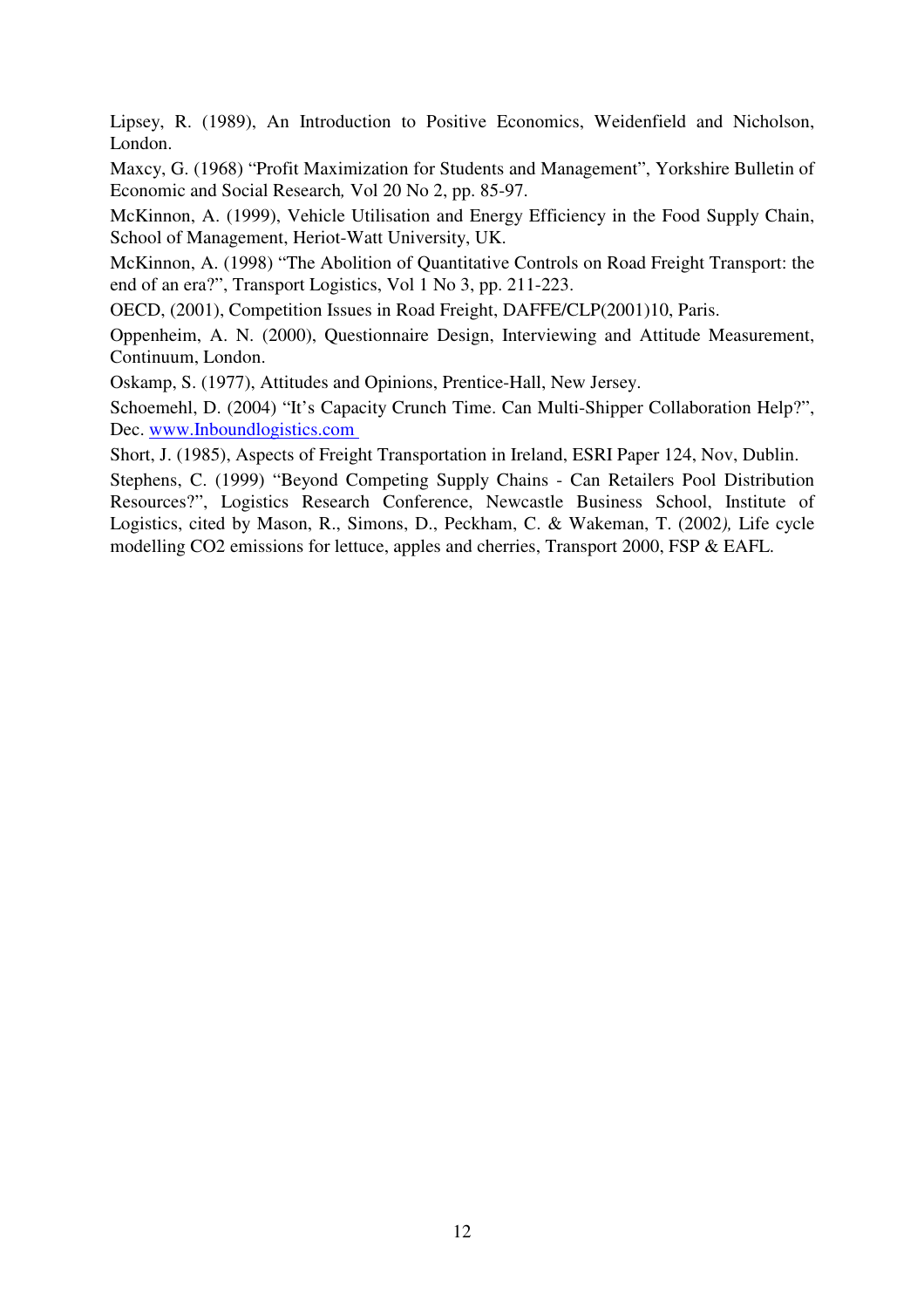Lipsey, R. (1989), An Introduction to Positive Economics, Weidenfield and Nicholson, London.

Maxcy, G. (1968) "Profit Maximization for Students and Management", Yorkshire Bulletin of Economic and Social Research*,* Vol 20 No 2, pp. 85-97.

McKinnon, A. (1999), Vehicle Utilisation and Energy Efficiency in the Food Supply Chain, School of Management, Heriot-Watt University, UK.

McKinnon, A. (1998) "The Abolition of Quantitative Controls on Road Freight Transport: the end of an era?", Transport Logistics, Vol 1 No 3, pp. 211-223.

OECD, (2001), Competition Issues in Road Freight, DAFFE/CLP(2001)10, Paris.

Oppenheim, A. N. (2000), Questionnaire Design, Interviewing and Attitude Measurement, Continuum, London.

Oskamp, S. (1977), Attitudes and Opinions, Prentice-Hall, New Jersey.

Schoemehl, D. (2004) "It's Capacity Crunch Time. Can Multi-Shipper Collaboration Help?", Dec. www.Inboundlogistics.com

Short, J. (1985), Aspects of Freight Transportation in Ireland, ESRI Paper 124, Nov, Dublin.

Stephens, C. (1999) "Beyond Competing Supply Chains - Can Retailers Pool Distribution Resources?", Logistics Research Conference, Newcastle Business School, Institute of Logistics, cited by Mason, R., Simons, D., Peckham, C. & Wakeman, T. (2002*),* Life cycle modelling $CO_2$ emissions for lettuce, apples and cherries, Transport 2000, FSP & EAFL.